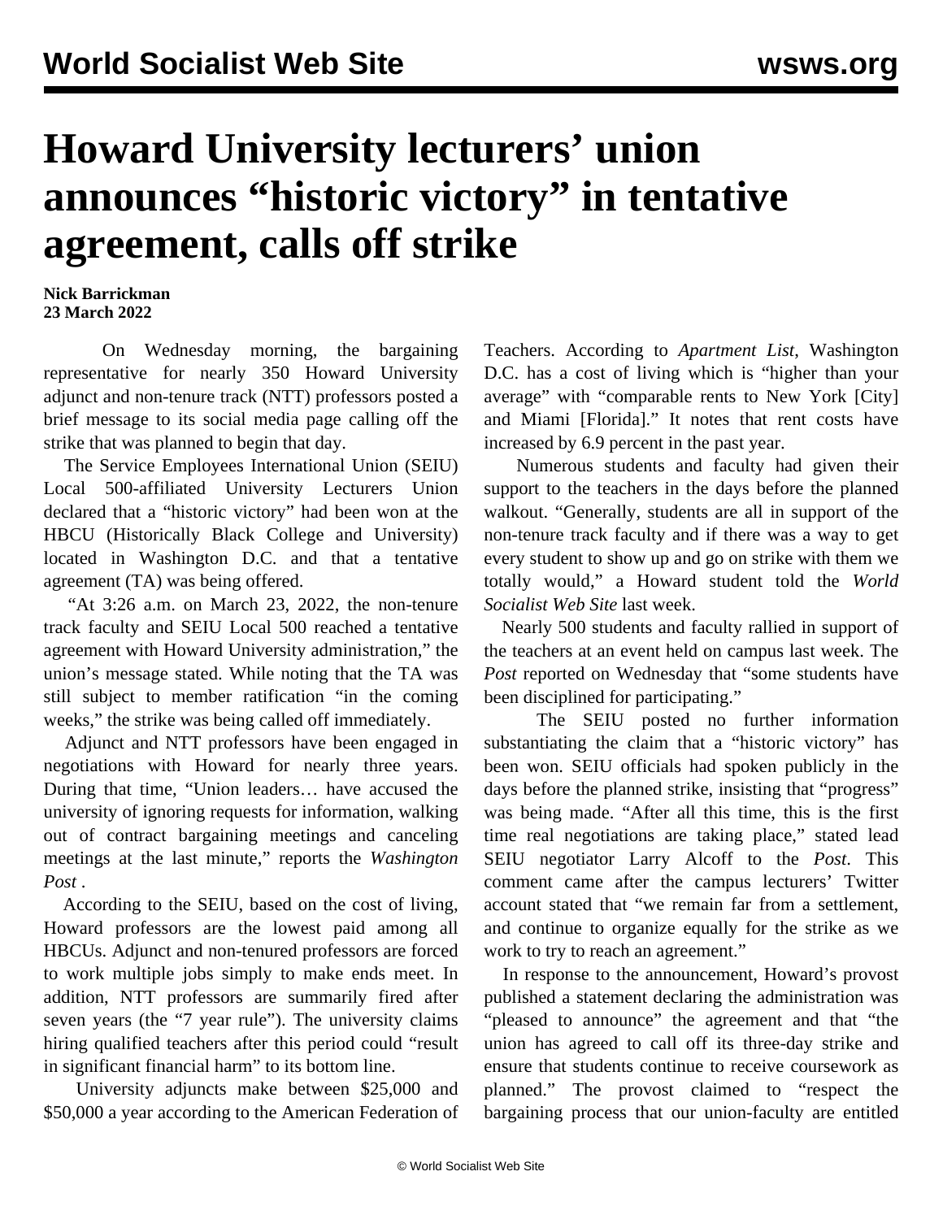# Howard University lecturers' union announces "historic victory" in tentative agreement, calls off strike

**Nick Barrickman**
**23 March 2022**

On Wednesday morning, the bargaining representative for nearly 350 Howard University adjunct and non-tenure track (NTT) professors posted a brief message to its social media page calling off the strike that was planned to begin that day.

The Service Employees International Union (SEIU) Local 500-affiliated University Lecturers Union declared that a "historic victory" had been won at the HBCU (Historically Black College and University) located in Washington D.C. and that a tentative agreement (TA) was being offered.

"At 3:26 a.m. on March 23, 2022, the non-tenure track faculty and SEIU Local 500 reached a tentative agreement with Howard University administration," the union's message stated. While noting that the TA was still subject to member ratification "in the coming weeks," the strike was being called off immediately.

Adjunct and NTT professors have been engaged in negotiations with Howard for nearly three years. During that time, "Union leaders… have accused the university of ignoring requests for information, walking out of contract bargaining meetings and canceling meetings at the last minute," reports the *Washington Post* .

According to the SEIU, based on the cost of living, Howard professors are the lowest paid among all HBCUs. Adjunct and non-tenured professors are forced to work multiple jobs simply to make ends meet. In addition, NTT professors are summarily fired after seven years (the "7 year rule"). The university claims hiring qualified teachers after this period could "result in significant financial harm" to its bottom line.

University adjuncts make between $25,000 and $50,000 a year according to the American Federation of Teachers. According to *Apartment List*, Washington D.C. has a cost of living which is "higher than your average" with "comparable rents to New York [City] and Miami [Florida]." It notes that rent costs have increased by 6.9 percent in the past year.

Numerous students and faculty had given their support to the teachers in the days before the planned walkout. "Generally, students are all in support of the non-tenure track faculty and if there was a way to get every student to show up and go on strike with them we totally would," a Howard student told the *World Socialist Web Site* last week.

Nearly 500 students and faculty rallied in support of the teachers at an event held on campus last week. The *Post* reported on Wednesday that "some students have been disciplined for participating."

The SEIU posted no further information substantiating the claim that a "historic victory" has been won. SEIU officials had spoken publicly in the days before the planned strike, insisting that "progress" was being made. "After all this time, this is the first time real negotiations are taking place," stated lead SEIU negotiator Larry Alcoff to the *Post*. This comment came after the campus lecturers' Twitter account stated that "we remain far from a settlement, and continue to organize equally for the strike as we work to try to reach an agreement."

In response to the announcement, Howard's provost published a statement declaring the administration was "pleased to announce" the agreement and that "the union has agreed to call off its three-day strike and ensure that students continue to receive coursework as planned." The provost claimed to "respect the bargaining process that our union-faculty are entitled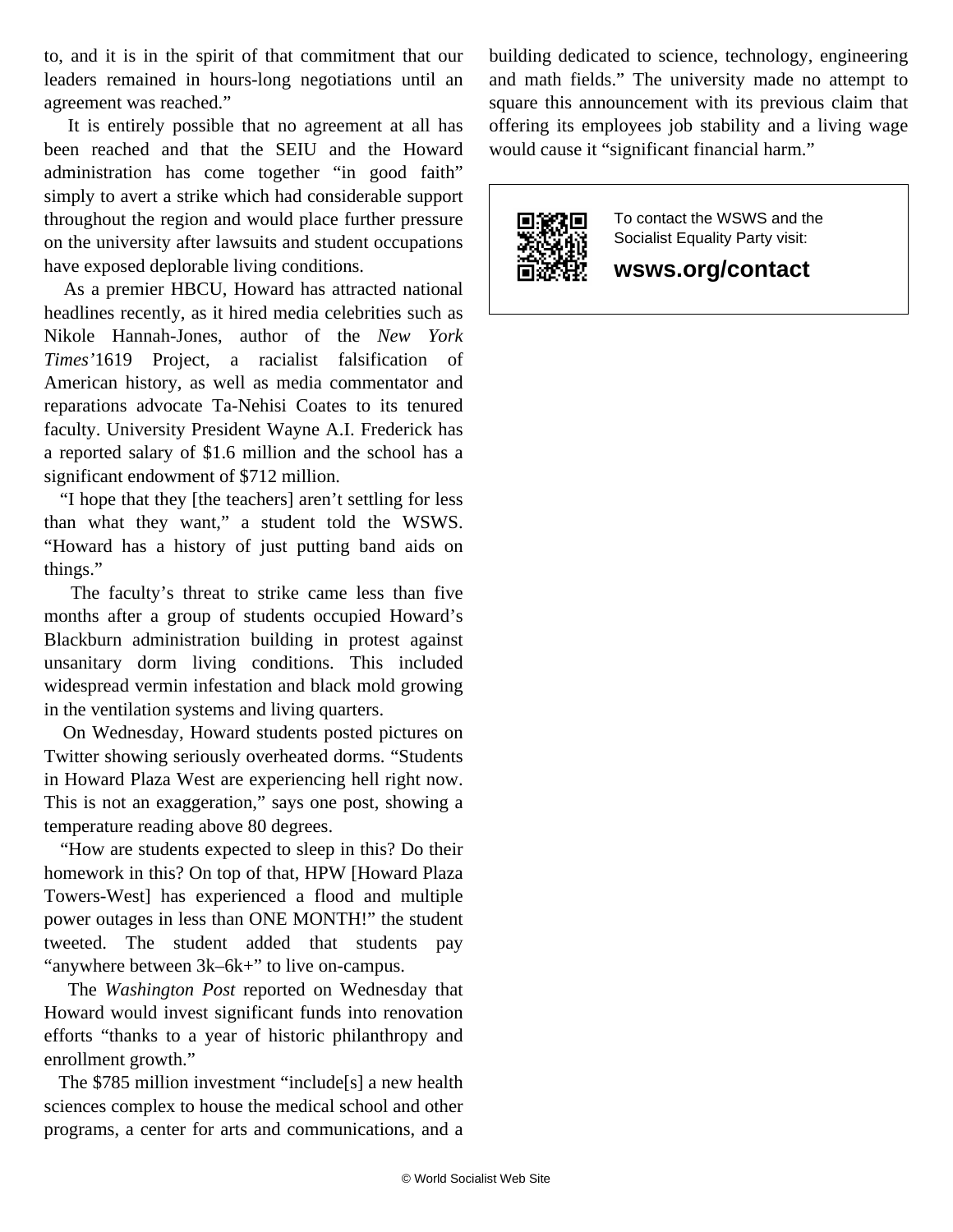to, and it is in the spirit of that commitment that our leaders remained in hours-long negotiations until an agreement was reached."

It is entirely possible that no agreement at all has been reached and that the SEIU and the Howard administration has come together "in good faith" simply to avert a strike which had considerable support throughout the region and would place further pressure on the university after lawsuits and student occupations have exposed deplorable living conditions.

As a premier HBCU, Howard has attracted national headlines recently, as it hired media celebrities such as Nikole Hannah-Jones, author of the *New York Times*'1619 Project, a racialist falsification of American history, as well as media commentator and reparations advocate Ta-Nehisi Coates to its tenured faculty. University President Wayne A.I. Frederick has a reported salary of $1.6 million and the school has a significant endowment of $712 million.

"I hope that they [the teachers] aren't settling for less than what they want," a student told the WSWS. "Howard has a history of just putting band aids on things."

The faculty's threat to strike came less than five months after a group of students occupied Howard's Blackburn administration building in protest against unsanitary dorm living conditions. This included widespread vermin infestation and black mold growing in the ventilation systems and living quarters.

On Wednesday, Howard students posted pictures on Twitter showing seriously overheated dorms. "Students in Howard Plaza West are experiencing hell right now. This is not an exaggeration," says one post, showing a temperature reading above 80 degrees.

"How are students expected to sleep in this? Do their homework in this? On top of that, HPW [Howard Plaza Towers-West] has experienced a flood and multiple power outages in less than ONE MONTH!" the student tweeted. The student added that students pay "anywhere between 3k–6k+" to live on-campus.

The *Washington Post* reported on Wednesday that Howard would invest significant funds into renovation efforts "thanks to a year of historic philanthropy and enrollment growth."

The $785 million investment "include[s] a new health sciences complex to house the medical school and other programs, a center for arts and communications, and a building dedicated to science, technology, engineering and math fields." The university made no attempt to square this announcement with its previous claim that offering its employees job stability and a living wage would cause it "significant financial harm."

To contact the WSWS and the Socialist Equality Party visit:

**wsws.org/contact**